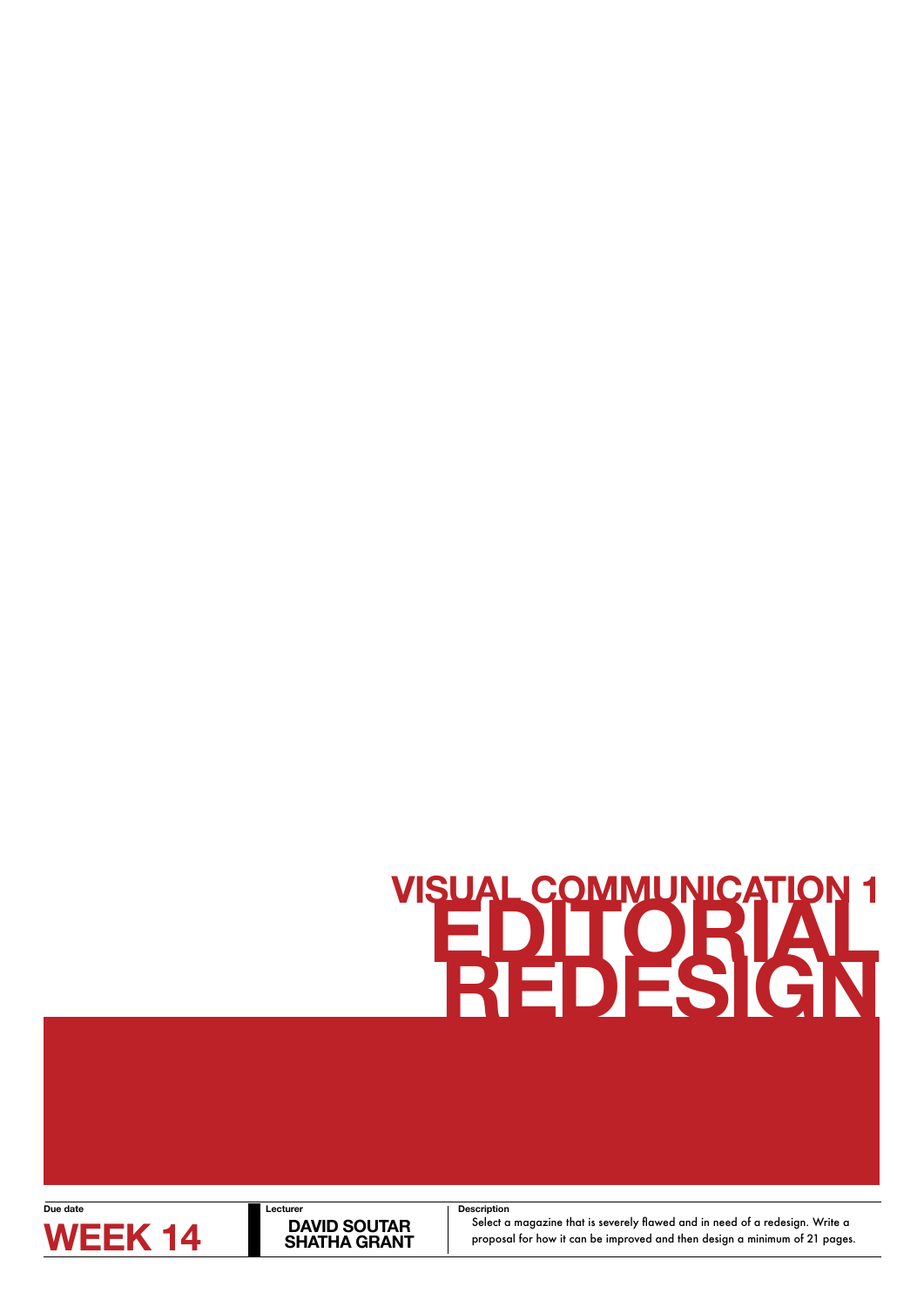# VISUAL COMMUNICATION 1

# EDITORIAL REDESIGN

**Due date**

**WEEK 14**

**Lecturer**

**DAVID SOUTAR**
**SHATHA GRANT**

**Description**

Select a magazine that is severely flawed and in need of a redesign. Write a proposal for how it can be improved and then design a minimum of 21 pages.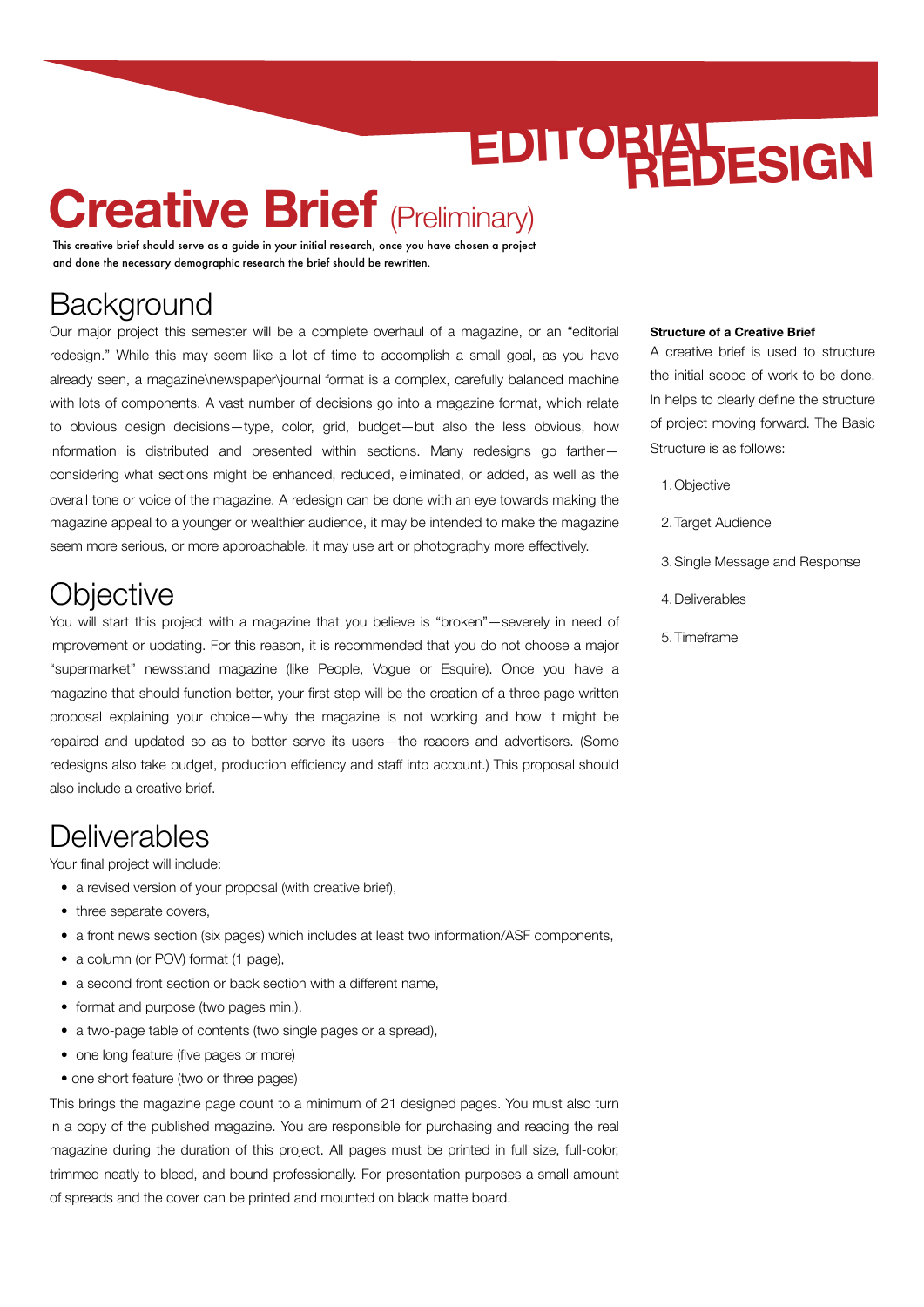# EDITORIAL REDESIGN

# Creative Brief (Preliminary)

This creative brief should serve as a guide in your initial research, once you have chosen a project and done the necessary demographic research the brief should be rewritten.

## Background

Our major project this semester will be a complete overhaul of a magazine, or an "editorial redesign." While this may seem like a lot of time to accomplish a small goal, as you have already seen, a magazine\newspaper\journal format is a complex, carefully balanced machine with lots of components. A vast number of decisions go into a magazine format, which relate to obvious design decisions—type, color, grid, budget—but also the less obvious, how information is distributed and presented within sections. Many redesigns go farther—considering what sections might be enhanced, reduced, eliminated, or added, as well as the overall tone or voice of the magazine. A redesign can be done with an eye towards making the magazine appeal to a younger or wealthier audience, it may be intended to make the magazine seem more serious, or more approachable, it may use art or photography more effectively.

## Objective

You will start this project with a magazine that you believe is "broken"—severely in need of improvement or updating. For this reason, it is recommended that you do not choose a major "supermarket" newsstand magazine (like People, Vogue or Esquire). Once you have a magazine that should function better, your first step will be the creation of a three page written proposal explaining your choice—why the magazine is not working and how it might be repaired and updated so as to better serve its users—the readers and advertisers. (Some redesigns also take budget, production efficiency and staff into account.) This proposal should also include a creative brief.

## Deliverables

Your final project will include:

- a revised version of your proposal (with creative brief),
- three separate covers,
- a front news section (six pages) which includes at least two information/ASF components,
- a column (or POV) format (1 page),
- a second front section or back section with a different name,
- format and purpose (two pages min.),
- a two-page table of contents (two single pages or a spread),
- one long feature (five pages or more)
- one short feature (two or three pages)

This brings the magazine page count to a minimum of 21 designed pages. You must also turn in a copy of the published magazine. You are responsible for purchasing and reading the real magazine during the duration of this project. All pages must be printed in full size, full-color, trimmed neatly to bleed, and bound professionally. For presentation purposes a small amount of spreads and the cover can be printed and mounted on black matte board.

**Structure of a Creative Brief**

A creative brief is used to structure the initial scope of work to be done. In helps to clearly define the structure of project moving forward. The Basic Structure is as follows:

1. Objective
2. Target Audience
3. Single Message and Response
4. Deliverables
5. Timeframe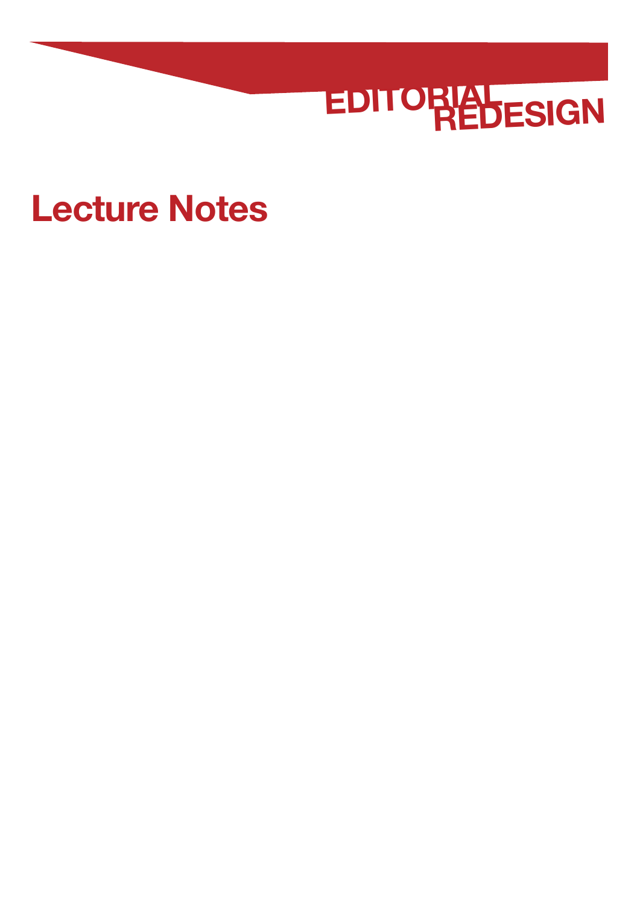EDITORIAL REDESIGN

# Lecture Notes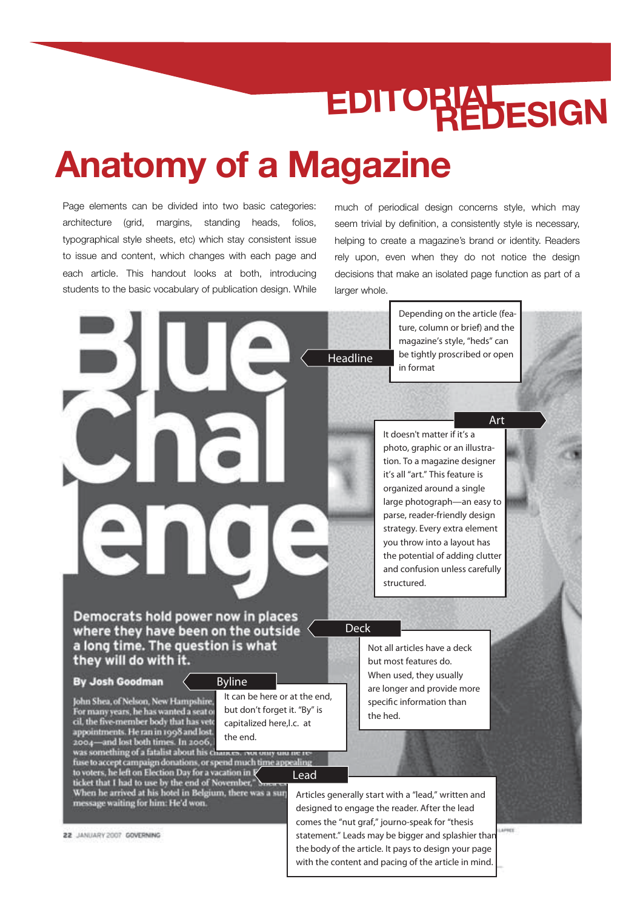EDITORIAL REDESIGN

# Anatomy of a Magazine

Page elements can be divided into two basic categories: architecture (grid, margins, standing heads, folios, typographical style sheets, etc) which stay consistent issue to issue and content, which changes with each page and each article. This handout looks at both, introducing students to the basic vocabulary of publication design. While much of periodical design concerns style, which may seem trivial by definition, a consistently style is necessary, helping to create a magazine's brand or identity. Readers rely upon, even when they do not notice the design decisions that make an isolated page function as part of a larger whole.

**Headline**

Depending on the article (feature, column or brief) and the magazine's style, "heds" can be tightly proscribed or open in format

**Art**

It doesn't matter if it's a photo, graphic or an illustration. To a magazine designer it's all "art." This feature is organized around a single large photograph—an easy to parse, reader-friendly design strategy. Every extra element you throw into a layout has the potential of adding clutter and confusion unless carefully structured.

**Deck**

Not all articles have a deck but most features do. When used, they usually are longer and provide more specific information than the hed.

**Byline**

It can be here or at the end, but don't forget it. "By" is capitalized here,l.c. at the end.

**Lead**

Articles generally start with a "lead," written and designed to engage the reader. After the lead comes the "nut graf," journo-speak for "thesis statement." Leads may be bigger and splashier than the body of the article. It pays to design your page with the content and pacing of the article in mind.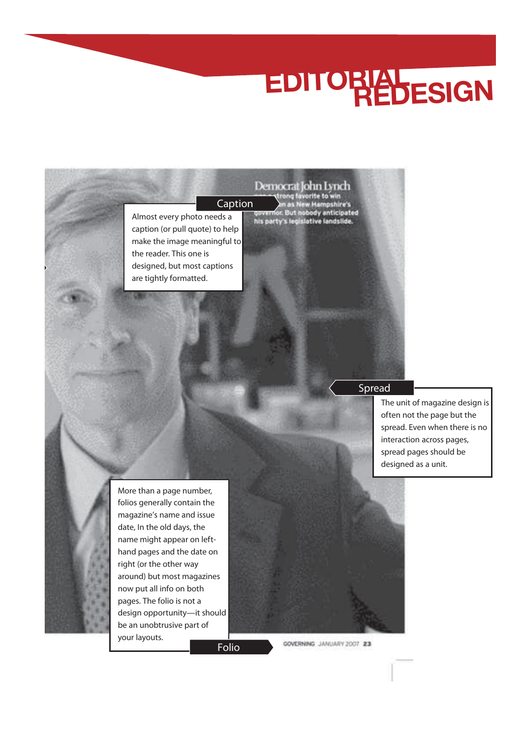# EDITORIAL REDESIGN

Democrat John Lynch was a strong favorite to win ... as New Hampshire's governor. But nobody anticipated his party's legislative landslide.

**Caption**

Almost every photo needs a caption (or pull quote) to help make the image meaningful to the reader. This one is designed, but most captions are tightly formatted.

**Spread**

The unit of magazine design is often not the page but the spread. Even when there is no interaction across pages, spread pages should be designed as a unit.

**Folio**

More than a page number, folios generally contain the magazine's name and issue date, In the old days, the name might appear on left-hand pages and the date on right (or the other way around) but most magazines now put all info on both pages. The folio is not a design opportunity—it should be an unobtrusive part of your layouts.

GOVERNING JANUARY 2007 23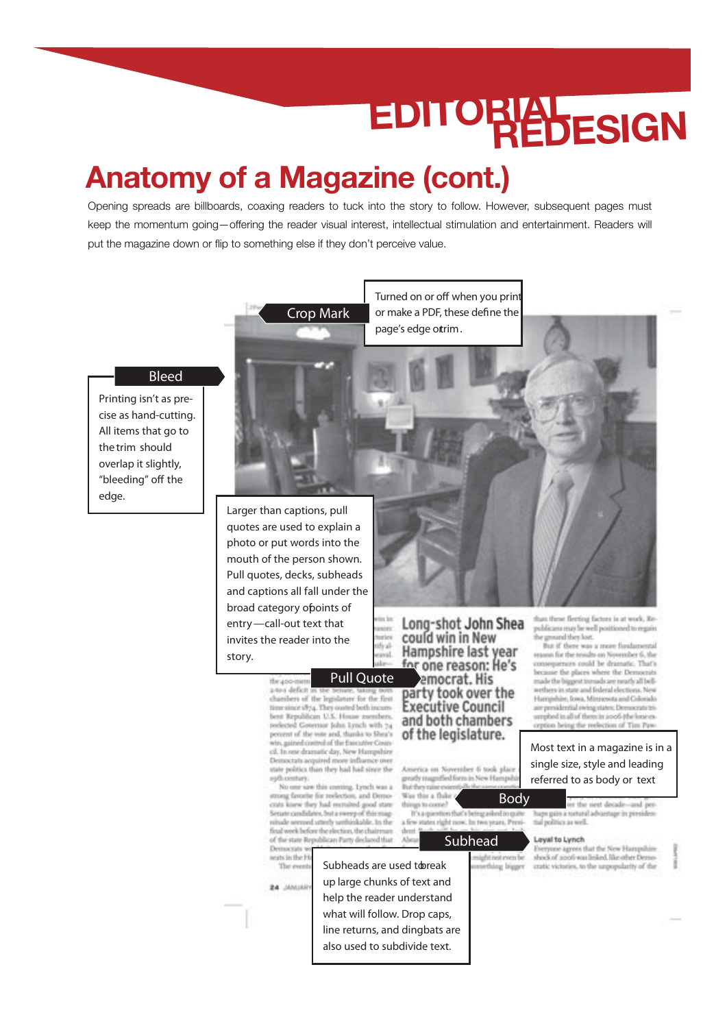# Anatomy of a Magazine (cont.)

Opening spreads are billboards, coaxing readers to tuck into the story to follow. However, subsequent pages must keep the momentum going—offering the reader visual interest, intellectual stimulation and entertainment. Readers will put the magazine down or flip to something else if they don't perceive value.

**Crop Mark**

Turned on or off when you print or make a PDF, these define the page's edge or trim.

**Bleed**

Printing isn't as precise as hand-cutting. All items that go to the trim should overlap it slightly, "bleeding" off the edge.

**Pull Quote**

Larger than captions, pull quotes are used to explain a photo or put words into the mouth of the person shown. Pull quotes, decks, subheads and captions all fall under the broad category of points of entry—call-out text that invites the reader into the story.

**Body**

Most text in a magazine is in a single size, style and leading referred to as body or text.

**Subhead**

Subheads are used to break up large chunks of text and help the reader understand what will follow. Drop caps, line returns, and dingbats are also used to subdivide text.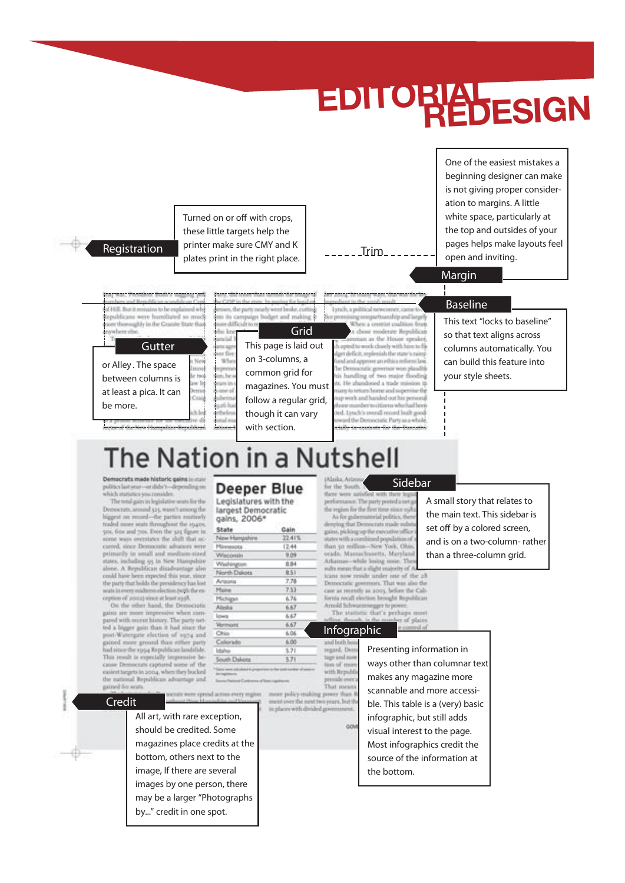# EDITORIAL REDESIGN

**Registration**

Turned on or off with crops, these little targets help the printer make sure CMY and K plates print in the right place.

**Trim**

**Margin**

One of the easiest mistakes a beginning designer can make is not giving proper consideration to margins. A little white space, particularly at the top and outsides of your pages helps make layouts feel open and inviting.

**Baseline**

This text "locks to baseline" so that text aligns across columns automatically. You can build this feature into your style sheets.

**Gutter**

or Alley. The space between columns is at least a pica. It can be more.

**Grid**

This page is laid out on 3-columns, a common grid for magazines. You must follow a regular grid, though it can vary with section.

## The Nation in a Nutshell

**Sidebar**

A small story that relates to the main text. This sidebar is set off by a colored screen, and is on a two-column- rather than a three-column grid.

### Deeper Blue

Legislatures with the largest Democratic gains, 2006*

| State | Gain |
|---|---|
| New Hampshire | 22.41% |
| Minnesota | 12.44 |
| Wisconsin | 9.09 |
| Washington | 8.84 |
| North Dakota | 8.51 |
| Arizona | 7.78 |
| Maine | 7.53 |
| Michigan | 6.76 |
| Alaska | 6.67 |
| Iowa | 6.67 |
| Vermont | 6.67 |
| Ohio | 6.06 |
| Colorado | 6.00 |
| Idaho | 5.71 |
| South Dakota | 5.71 |

**Infographic**

Presenting information in ways other than columnar text makes any magazine more scannable and more accessible. This table is a (very) basic infographic, but still adds visual interest to the page. Most infographics credit the source of the information at the bottom.

**Credit**

All art, with rare exception, should be credited. Some magazines place credits at the bottom, others next to the image, If there are several images by one person, there may be a larger "Photographs by..." credit in one spot.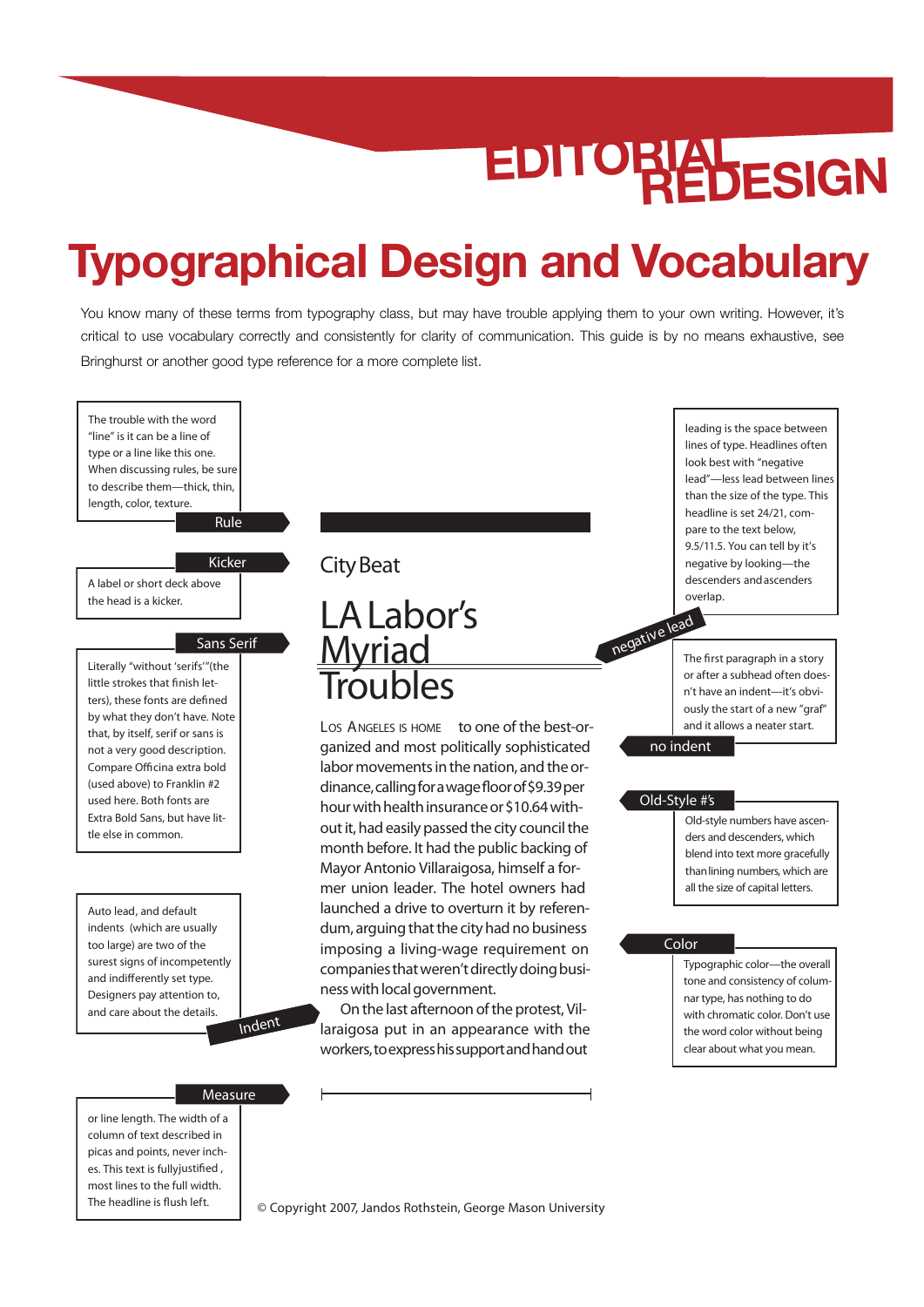# EDITORIAL REDESIGN

# Typographical Design and Vocabulary

You know many of these terms from typography class, but may have trouble applying them to your own writing. However, it's critical to use vocabulary correctly and consistently for clarity of communication. This guide is by no means exhaustive, see Bringhurst or another good type reference for a more complete list.

**Rule**

The trouble with the word "line" is it can be a line of type or a line like this one. When discussing rules, be sure to describe them—thick, thin, length, color, texture.

**Kicker**

A label or short deck above the head is a kicker.

**Sans Serif**

Literally "without 'serifs'"(the little strokes that finish letters), these fonts are defined by what they don't have. Note that, by itself, serif or sans is not a very good description. Compare Officina extra bold (used above) to Franklin #2 used here. Both fonts are Extra Bold Sans, but have little else in common.

**Indent**

Auto lead, and default indents (which are usually too large) are two of the surest signs of incompetently and indifferently set type. Designers pay attention to, and care about the details.

**Measure**

or line length. The width of a column of text described in picas and points, never inches. This text is fullyjustified, most lines to the full width. The headline is flush left.

City Beat

## LA Labor's Myriad Troubles

Los Angeles is home to one of the best-organized and most politically sophisticated labor movements in the nation, and the ordinance, calling for a wage floor of $9.39 per hour with health insurance or $10.64 without it, had easily passed the city council the month before. It had the public backing of Mayor Antonio Villaraigosa, himself a former union leader. The hotel owners had launched a drive to overturn it by referendum, arguing that the city had no business imposing a living-wage requirement on companies that weren't directly doing business with local government.

On the last afternoon of the protest, Villaraigosa put in an appearance with the workers, to express his support and hand out

**negative lead**

leading is the space between lines of type. Headlines often look best with "negative lead"—less lead between lines than the size of the type. This headline is set 24/21, compare to the text below, 9.5/11.5. You can tell by it's negative by looking—the descenders and ascenders overlap.

**no indent**

The first paragraph in a story or after a subhead often doesn't have an indent—it's obviously the start of a new "graf" and it allows a neater start.

**Old-Style #'s**

Old-style numbers have ascenders and descenders, which blend into text more gracefully than lining numbers, which are all the size of capital letters.

**Color**

Typographic color—the overall tone and consistency of columnar type, has nothing to do with chromatic color. Don't use the word color without being clear about what you mean.

© Copyright 2007, Jandos Rothstein, George Mason University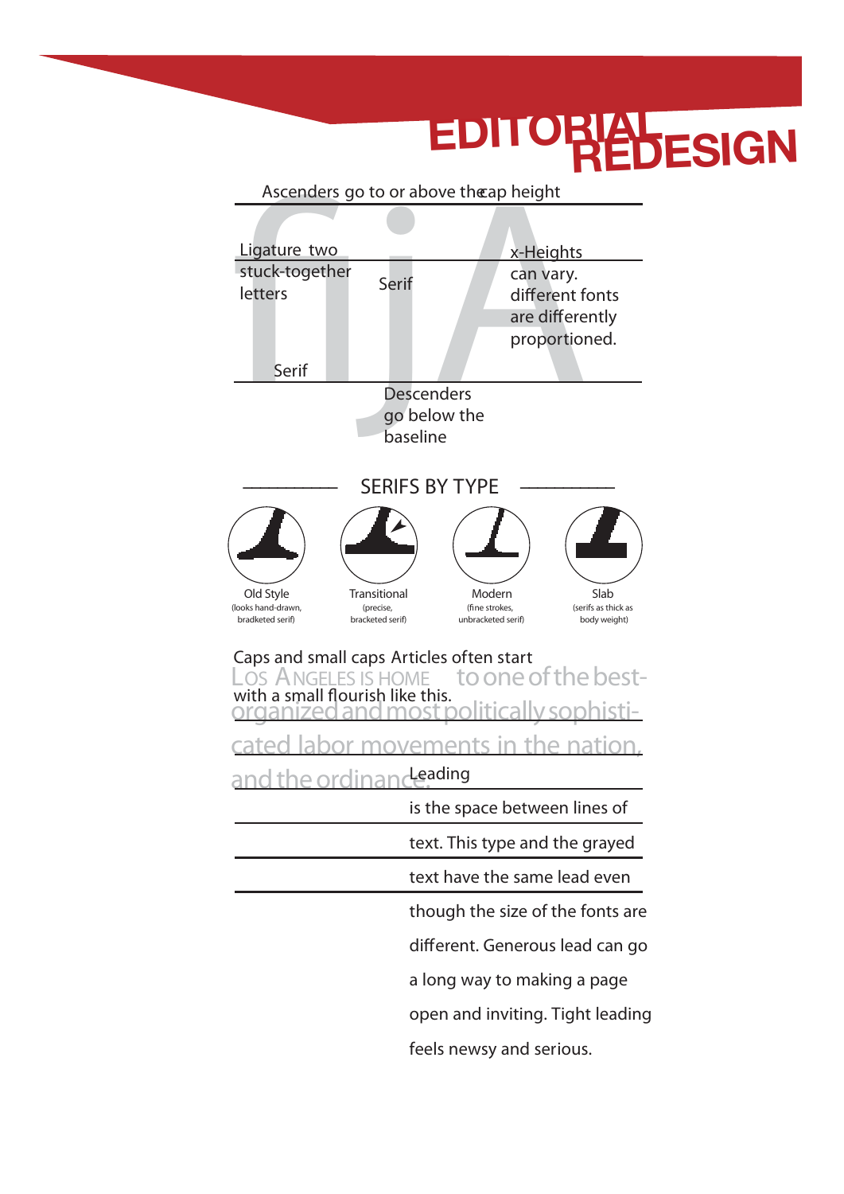# EDITORIAL REDESIGN

Ascenders go to or above the cap height

Ligature two stuck-together letters

Serif

x-Heights can vary. different fonts are differently proportioned.

Serif

Descenders go below the baseline

## SERIFS BY TYPE

Old Style (looks hand-drawn, bradketed serif)

Transitional (precise, bracketed serif)

Modern (fine strokes, unbracketed serif)

Slab (serifs as thick as body weight)

Caps and small caps with a small flourish like this.

LOS ANGELES IS HOME

Articles often start

to one of the best-organized and most politically sophisticated labor movements in the nation, and the ordinance.

Leading is the space between lines of text. This type and the grayed text have the same lead even though the size of the fonts are different. Generous lead can go a long way to making a page open and inviting. Tight leading feels newsy and serious.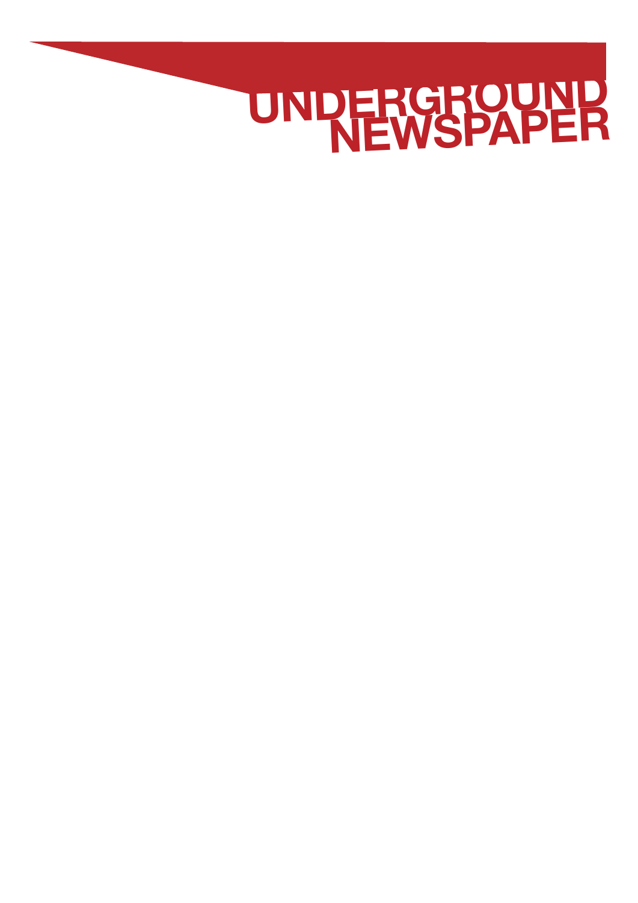UNDERGROUND
NEWSPAPER